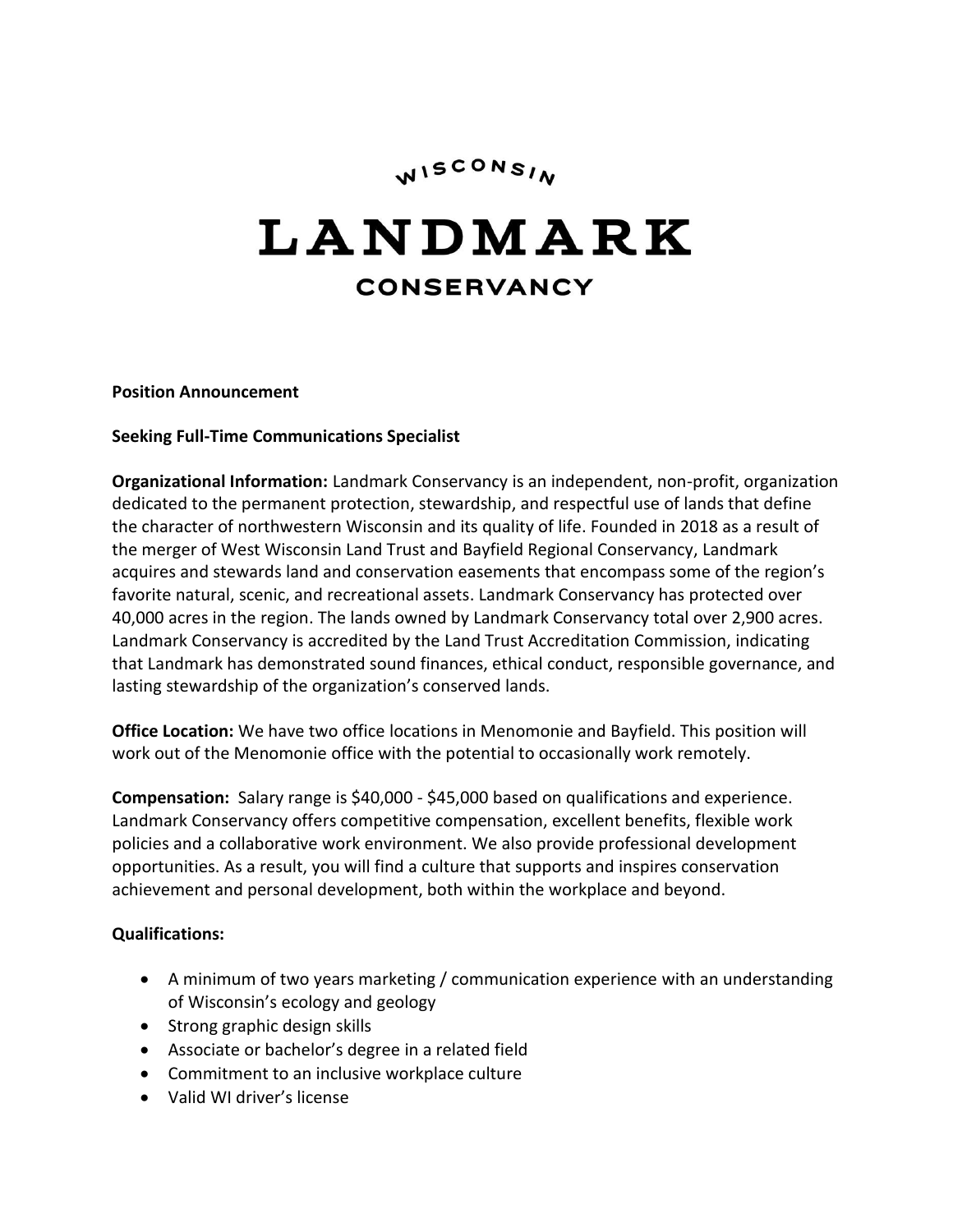# WISCONSIN LANDMARK CONSERVANCY

**Position Announcement**

**Seeking Full-Time Communications Specialist**

**Organizational Information:** Landmark Conservancy is an independent, non-profit, organization dedicated to the permanent protection, stewardship, and respectful use of lands that define the character of northwestern Wisconsin and its quality of life. Founded in 2018 as a result of the merger of West Wisconsin Land Trust and Bayfield Regional Conservancy, Landmark acquires and stewards land and conservation easements that encompass some of the region's favorite natural, scenic, and recreational assets. Landmark Conservancy has protected over 40,000 acres in the region. The lands owned by Landmark Conservancy total over 2,900 acres. Landmark Conservancy is accredited by the Land Trust Accreditation Commission, indicating that Landmark has demonstrated sound finances, ethical conduct, responsible governance, and lasting stewardship of the organization's conserved lands.

**Office Location:** We have two office locations in Menomonie and Bayfield. This position will work out of the Menomonie office with the potential to occasionally work remotely.

**Compensation:** Salary range is $40,000 - $45,000 based on qualifications and experience. Landmark Conservancy offers competitive compensation, excellent benefits, flexible work policies and a collaborative work environment. We also provide professional development opportunities. As a result, you will find a culture that supports and inspires conservation achievement and personal development, both within the workplace and beyond.

**Qualifications:**

- A minimum of two years marketing / communication experience with an understanding of Wisconsin's ecology and geology
- Strong graphic design skills
- Associate or bachelor's degree in a related field
- Commitment to an inclusive workplace culture
- Valid WI driver's license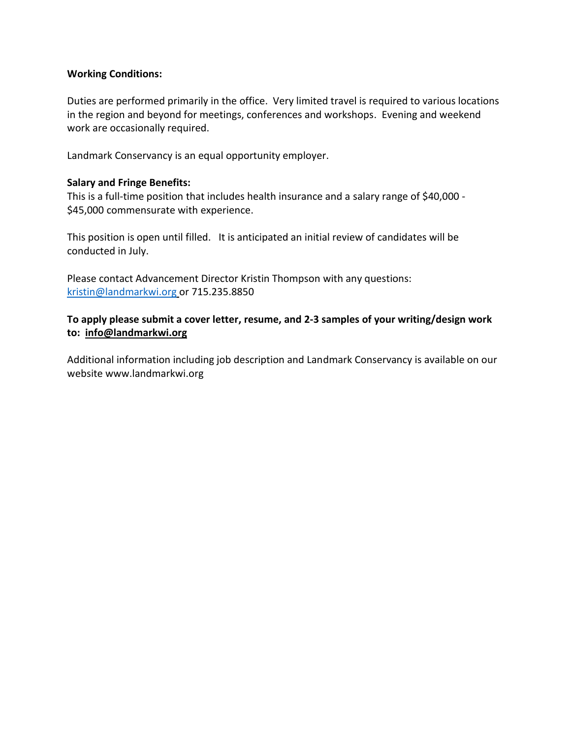**Working Conditions:**

Duties are performed primarily in the office. Very limited travel is required to various locations in the region and beyond for meetings, conferences and workshops. Evening and weekend work are occasionally required.

Landmark Conservancy is an equal opportunity employer.

**Salary and Fringe Benefits:**
This is a full-time position that includes health insurance and a salary range of $40,000 - $45,000 commensurate with experience.

This position is open until filled. It is anticipated an initial review of candidates will be conducted in July.

Please contact Advancement Director Kristin Thompson with any questions: kristin@landmarkwi.org or 715.235.8850

**To apply please submit a cover letter, resume, and 2-3 samples of your writing/design work to: info@landmarkwi.org**

Additional information including job description and Landmark Conservancy is available on our website www.landmarkwi.org